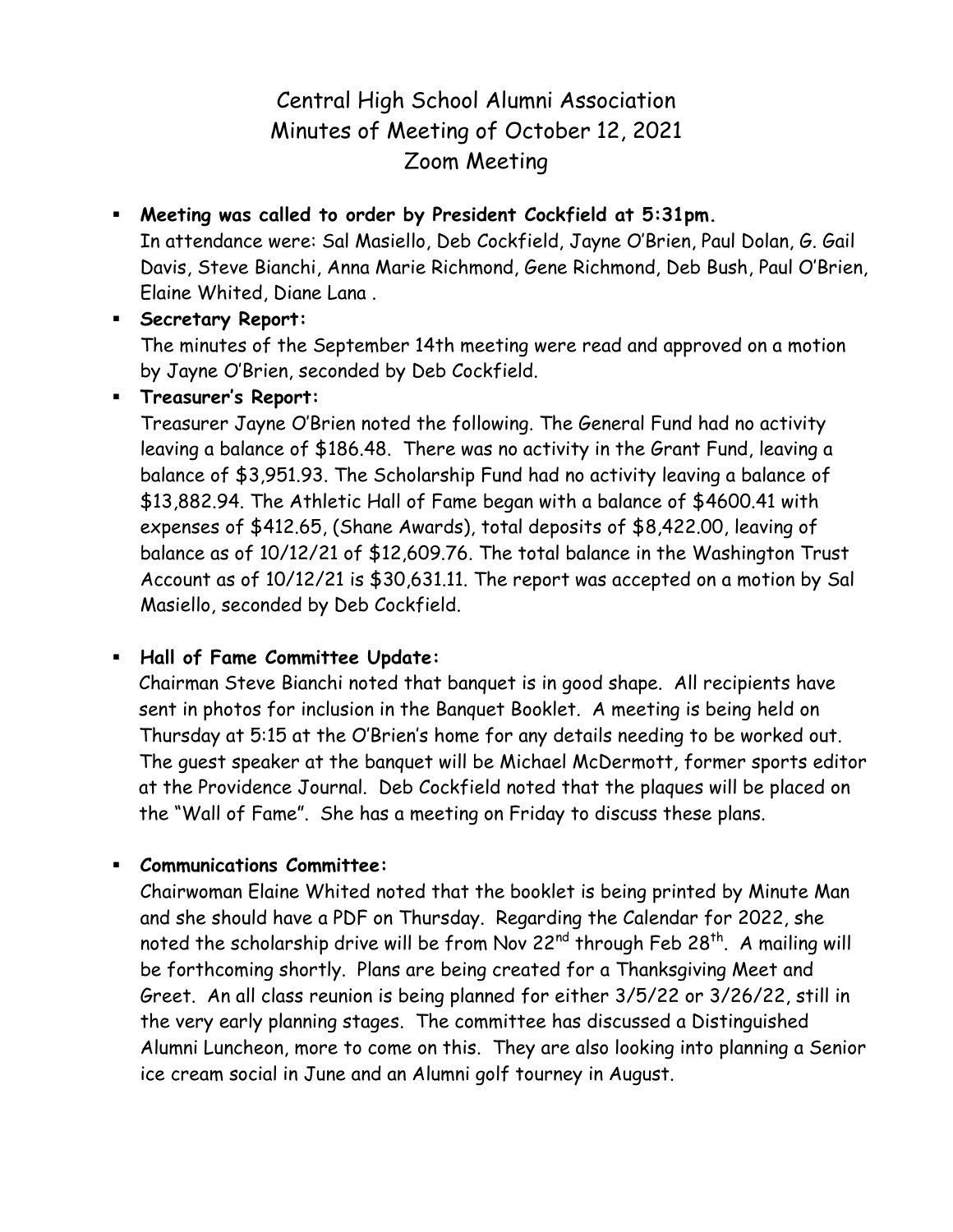# Central High School Alumni Association
## Minutes of Meeting of October 12, 2021
## Zoom Meeting

- **Meeting was called to order by President Cockfield at 5:31pm.**
  In attendance were: Sal Masiello, Deb Cockfield, Jayne O'Brien, Paul Dolan, G. Gail Davis, Steve Bianchi, Anna Marie Richmond, Gene Richmond, Deb Bush, Paul O'Brien, Elaine Whited, Diane Lana .

- **Secretary Report:**
  The minutes of the September 14th meeting were read and approved on a motion by Jayne O'Brien, seconded by Deb Cockfield.

- **Treasurer's Report:**
  Treasurer Jayne O'Brien noted the following. The General Fund had no activity leaving a balance of $186.48. There was no activity in the Grant Fund, leaving a balance of $3,951.93. The Scholarship Fund had no activity leaving a balance of $13,882.94. The Athletic Hall of Fame began with a balance of $4600.41 with expenses of $412.65, (Shane Awards), total deposits of $8,422.00, leaving of balance as of 10/12/21 of $12,609.76. The total balance in the Washington Trust Account as of 10/12/21 is $30,631.11. The report was accepted on a motion by Sal Masiello, seconded by Deb Cockfield.

- **Hall of Fame Committee Update:**
  Chairman Steve Bianchi noted that banquet is in good shape. All recipients have sent in photos for inclusion in the Banquet Booklet. A meeting is being held on Thursday at 5:15 at the O'Brien's home for any details needing to be worked out. The guest speaker at the banquet will be Michael McDermott, former sports editor at the Providence Journal. Deb Cockfield noted that the plaques will be placed on the "Wall of Fame". She has a meeting on Friday to discuss these plans.

- **Communications Committee:**
  Chairwoman Elaine Whited noted that the booklet is being printed by Minute Man and she should have a PDF on Thursday. Regarding the Calendar for 2022, she noted the scholarship drive will be from Nov 22nd through Feb 28th. A mailing will be forthcoming shortly. Plans are being created for a Thanksgiving Meet and Greet. An all class reunion is being planned for either 3/5/22 or 3/26/22, still in the very early planning stages. The committee has discussed a Distinguished Alumni Luncheon, more to come on this. They are also looking into planning a Senior ice cream social in June and an Alumni golf tourney in August.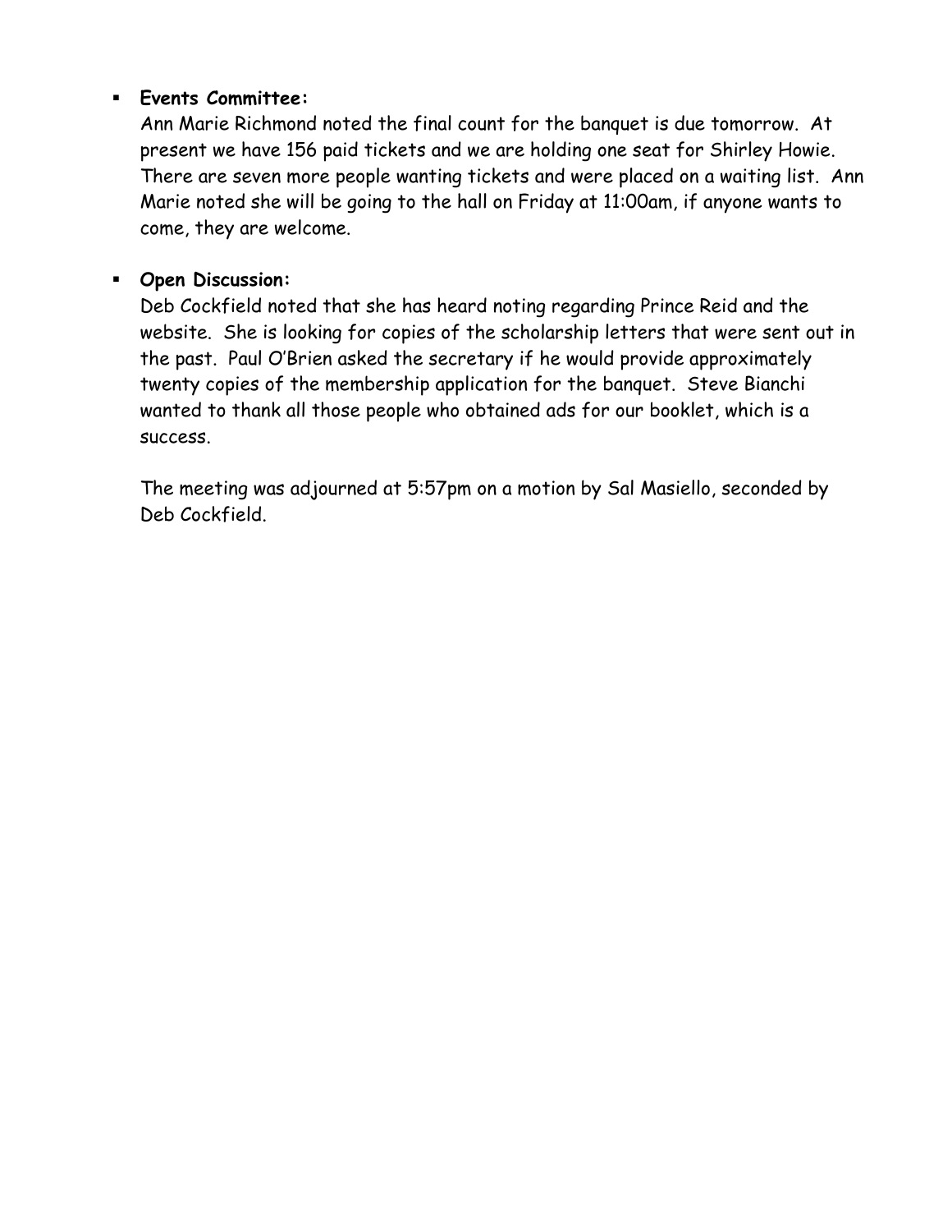- **Events Committee:**
  Ann Marie Richmond noted the final count for the banquet is due tomorrow. At present we have 156 paid tickets and we are holding one seat for Shirley Howie. There are seven more people wanting tickets and were placed on a waiting list. Ann Marie noted she will be going to the hall on Friday at 11:00am, if anyone wants to come, they are welcome.

- **Open Discussion:**
  Deb Cockfield noted that she has heard noting regarding Prince Reid and the website. She is looking for copies of the scholarship letters that were sent out in the past. Paul O'Brien asked the secretary if he would provide approximately twenty copies of the membership application for the banquet. Steve Bianchi wanted to thank all those people who obtained ads for our booklet, which is a success.

  The meeting was adjourned at 5:57pm on a motion by Sal Masiello, seconded by Deb Cockfield.